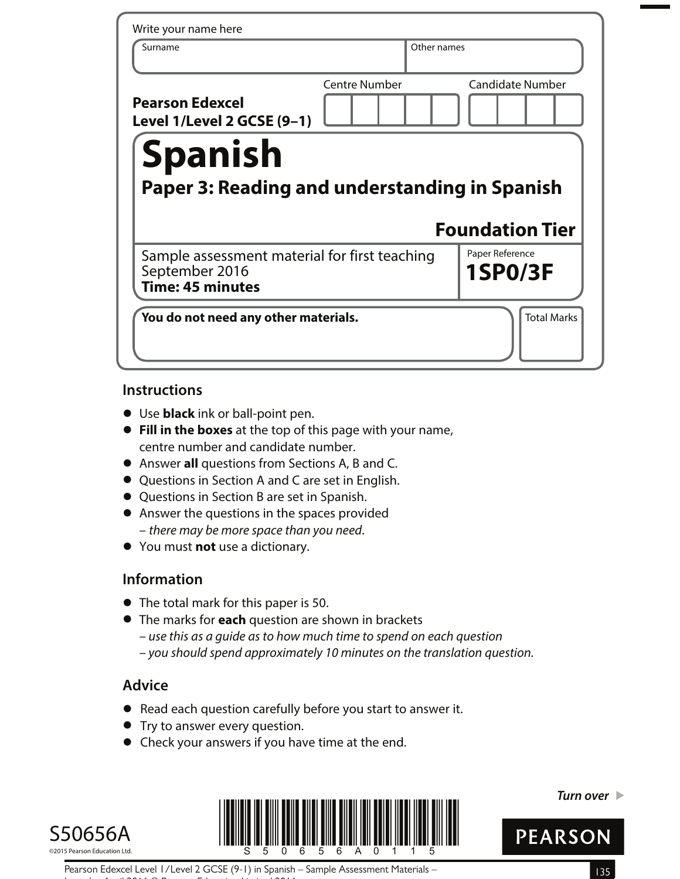Write your name here

| Surname | Other names |
|---|---|
| | |

**Pearson Edexcel Level 1/Level 2 GCSE (9–1)**

| Centre Number | Candidate Number |
|---|---|
| | |

# Spanish

## Paper 3: Reading and understanding in Spanish

**Foundation Tier**

Sample assessment material for first teaching September 2016
**Time: 45 minutes**

Paper Reference
**1SP0/3F**

**You do not need any other materials.**

Total Marks

## Instructions

- Use **black** ink or ball-point pen.
- **Fill in the boxes** at the top of this page with your name, centre number and candidate number.
- Answer **all** questions from Sections A, B and C.
- Questions in Section A and C are set in English.
- Questions in Section B are set in Spanish.
- Answer the questions in the spaces provided
  – *there may be more space than you need*.
- You must **not** use a dictionary.

## Information

- The total mark for this paper is 50.
- The marks for **each** question are shown in brackets
  – *use this as a guide as to how much time to spend on each question*
  – *you should spend approximately 10 minutes on the translation question.*

## Advice

- Read each question carefully before you start to answer it.
- Try to answer every question.
- Check your answers if you have time at the end.

*Turn over* ▶

S50656A

©2015 Pearson Education Ltd.

PEARSON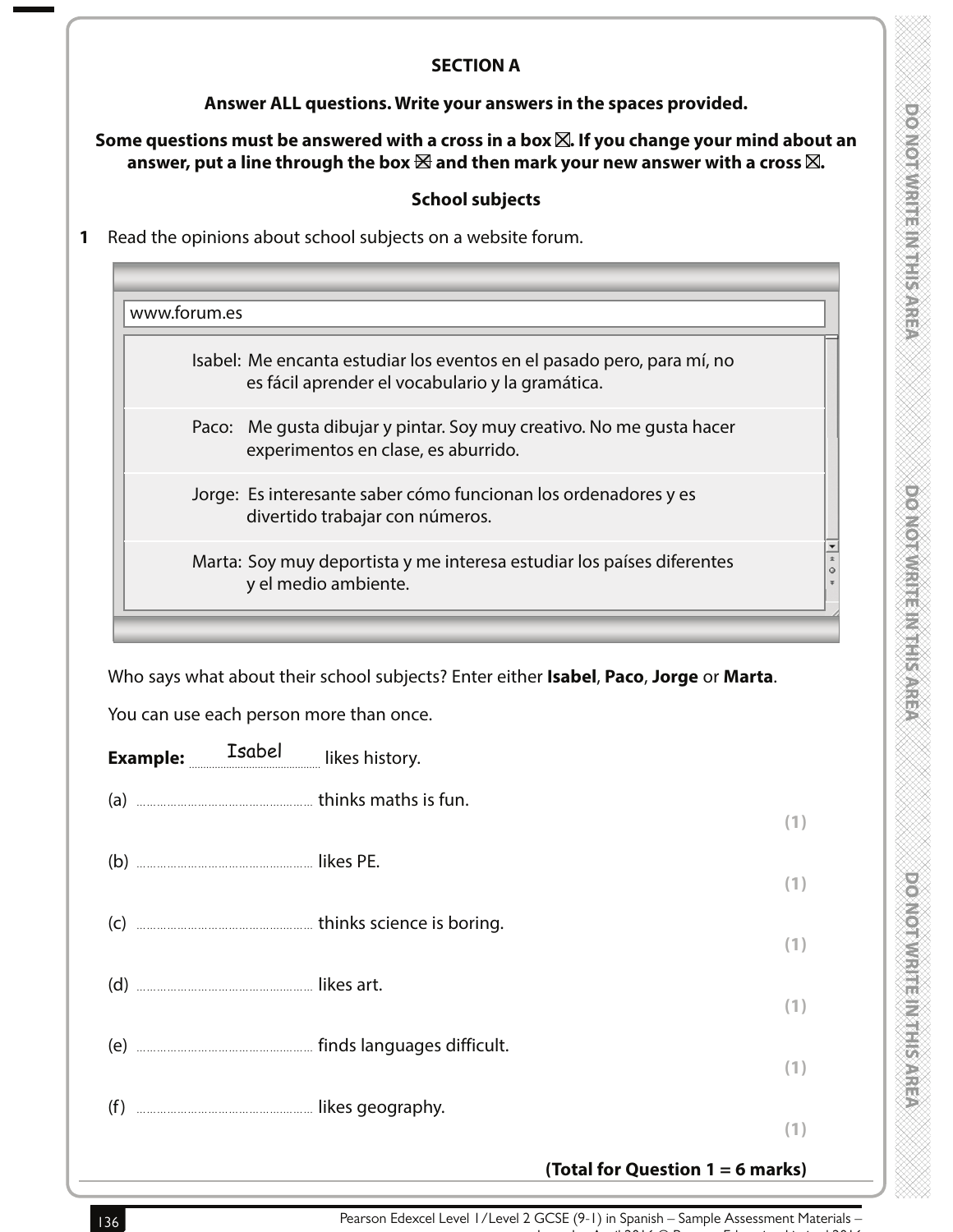## SECTION A

**Answer ALL questions. Write your answers in the spaces provided.**

**Some questions must be answered with a cross in a box ☒. If you change your mind about an answer, put a line through the box ☒ and then mark your new answer with a cross ☒.**

### School subjects

**1** Read the opinions about school subjects on a website forum.

www.forum.es

Isabel: Me encanta estudiar los eventos en el pasado pero, para mí, no es fácil aprender el vocabulario y la gramática.

Paco: Me gusta dibujar y pintar. Soy muy creativo. No me gusta hacer experimentos en clase, es aburrido.

Jorge: Es interesante saber cómo funcionan los ordenadores y es divertido trabajar con números.

Marta: Soy muy deportista y me interesa estudiar los países diferentes y el medio ambiente.

Who says what about their school subjects? Enter either **Isabel**, **Paco**, **Jorge** or **Marta**.

You can use each person more than once.

**Example:** Isabel likes history.

(a) .................................... thinks maths is fun. **(1)**

(b) .................................... likes PE. **(1)**

(c) .................................... thinks science is boring. **(1)**

(d) .................................... likes art. **(1)**

(e) .................................... finds languages difficult. **(1)**

(f) .................................... likes geography. **(1)**

**(Total for Question 1 = 6 marks)**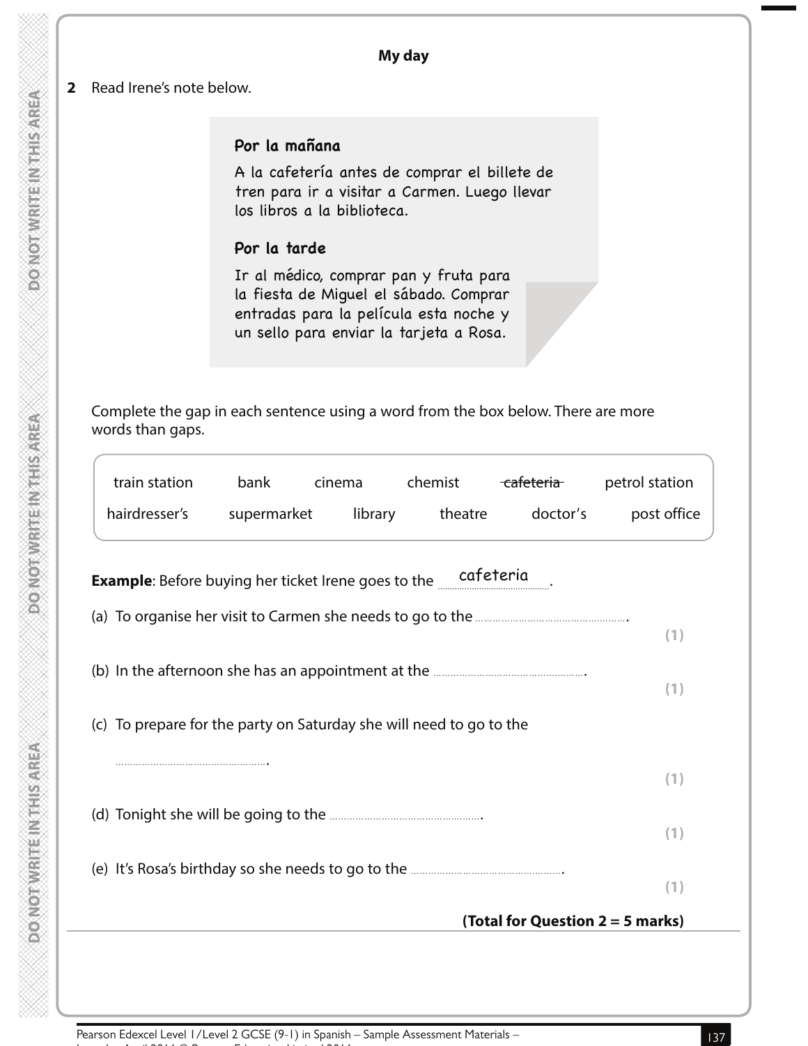## My day

**2** Read Irene's note below.

> **Por la mañana**
>
> A la cafetería antes de comprar el billete de tren para ir a visitar a Carmen. Luego llevar los libros a la biblioteca.
>
> **Por la tarde**
>
> Ir al médico, comprar pan y fruta para la fiesta de Miguel el sábado. Comprar entradas para la película esta noche y un sello para enviar la tarjeta a Rosa.

Complete the gap in each sentence using a word from the box below. There are more words than gaps.

| | | | | | |
|---|---|---|---|---|---|
| train station | bank | cinema | chemist | ~~cafeteria~~ | petrol station |
| hairdresser's | supermarket | library | theatre | doctor's | post office |

**Example**: Before buying her ticket Irene goes to the cafeteria.

(a) To organise her visit to Carmen she needs to go to the .................................................. **(1)**

(b) In the afternoon she has an appointment at the .................................................. **(1)**

(c) To prepare for the party on Saturday she will need to go to the .................................................. **(1)**

(d) Tonight she will be going to the .................................................. **(1)**

(e) It's Rosa's birthday so she needs to go to the .................................................. **(1)**

**(Total for Question 2 = 5 marks)**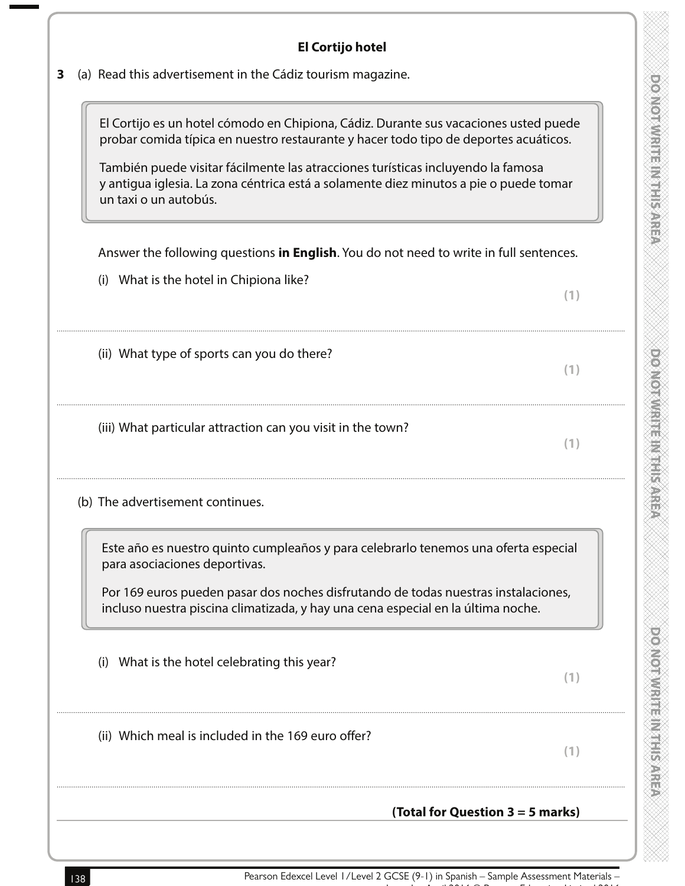## El Cortijo hotel

**3** (a) Read this advertisement in the Cádiz tourism magazine.

> El Cortijo es un hotel cómodo en Chipiona, Cádiz. Durante sus vacaciones usted puede probar comida típica en nuestro restaurante y hacer todo tipo de deportes acuáticos.
>
> También puede visitar fácilmente las atracciones turísticas incluyendo la famosa y antigua iglesia. La zona céntrica está a solamente diez minutos a pie o puede tomar un taxi o un autobús.

Answer the following questions **in English**. You do not need to write in full sentences.

(i) What is the hotel in Chipiona like? **(1)**

..............................................................................................................................................

(ii) What type of sports can you do there? **(1)**

..............................................................................................................................................

(iii) What particular attraction can you visit in the town? **(1)**

..............................................................................................................................................

(b) The advertisement continues.

> Este año es nuestro quinto cumpleaños y para celebrarlo tenemos una oferta especial para asociaciones deportivas.
>
> Por 169 euros pueden pasar dos noches disfrutando de todas nuestras instalaciones, incluso nuestra piscina climatizada, y hay una cena especial en la última noche.

(i) What is the hotel celebrating this year? **(1)**

..............................................................................................................................................

(ii) Which meal is included in the 169 euro offer? **(1)**

..............................................................................................................................................

**(Total for Question 3 = 5 marks)**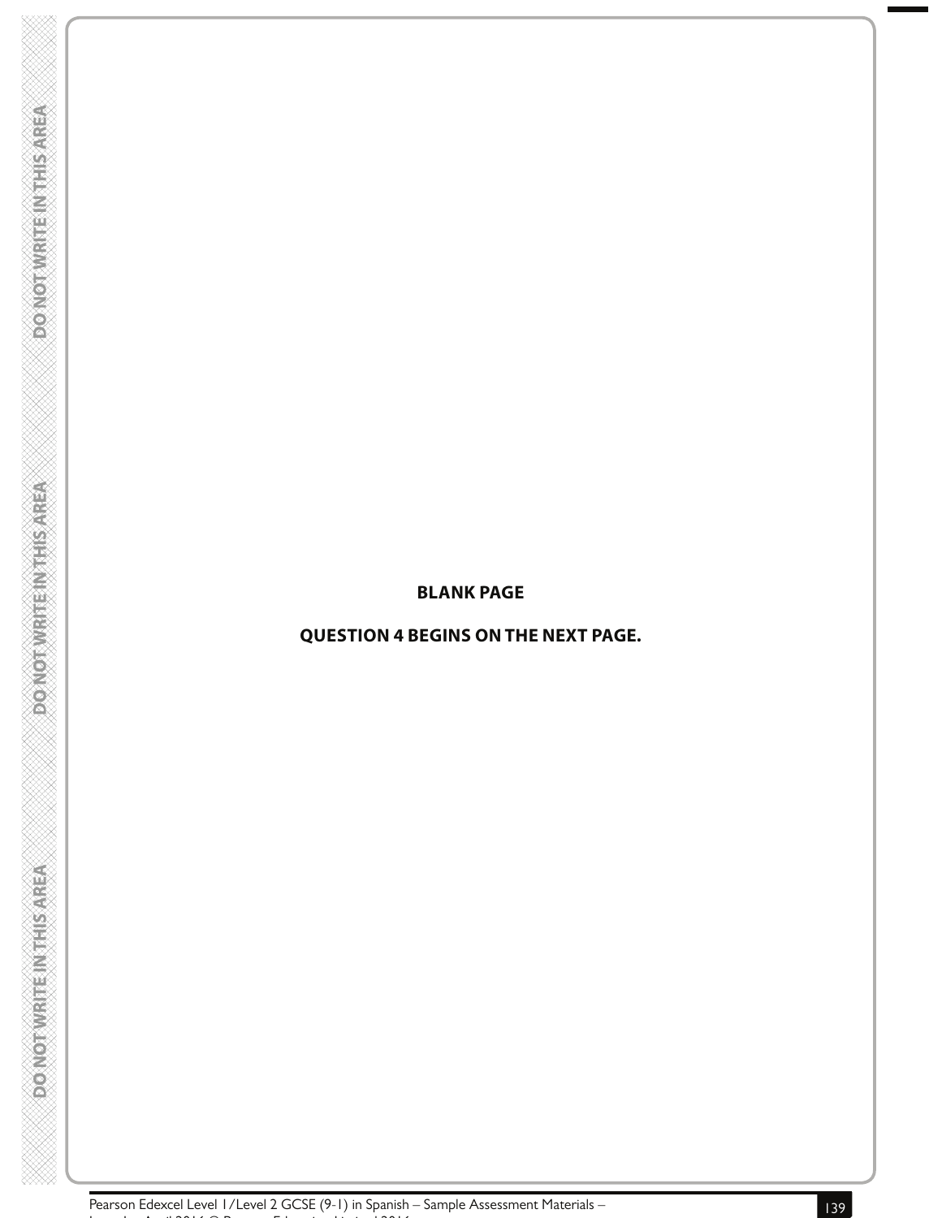**BLANK PAGE**

**QUESTION 4 BEGINS ON THE NEXT PAGE.**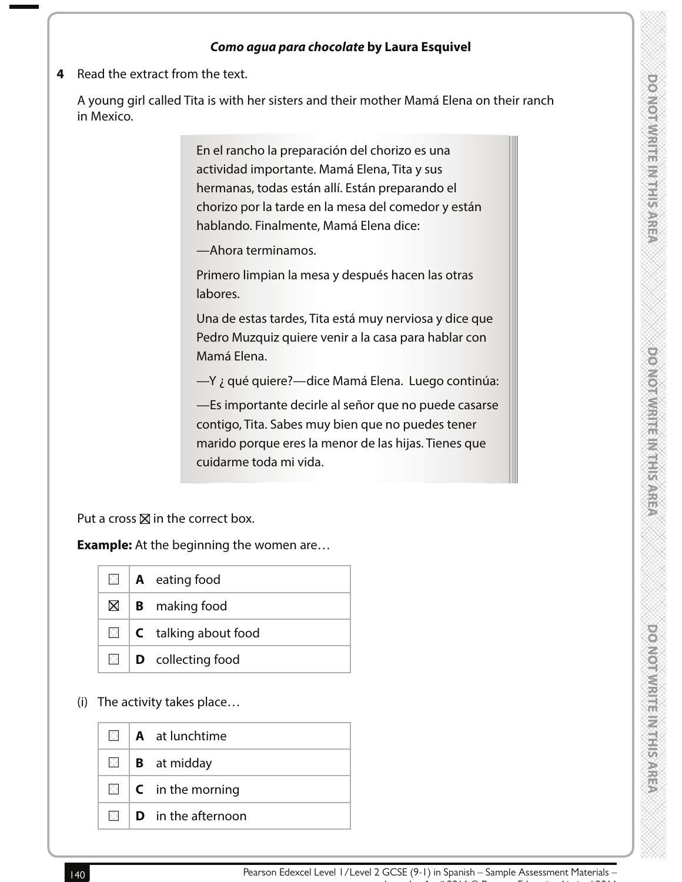### *Como agua para chocolate* by Laura Esquivel

**4** Read the extract from the text.

A young girl called Tita is with her sisters and their mother Mamá Elena on their ranch in Mexico.

> En el rancho la preparación del chorizo es una actividad importante. Mamá Elena, Tita y sus hermanas, todas están allí. Están preparando el chorizo por la tarde en la mesa del comedor y están hablando. Finalmente, Mamá Elena dice:
>
> —Ahora terminamos.
>
> Primero limpian la mesa y después hacen las otras labores.
>
> Una de estas tardes, Tita está muy nerviosa y dice que Pedro Muzquiz quiere venir a la casa para hablar con Mamá Elena.
>
> —Y ¿ qué quiere?—dice Mamá Elena. Luego continúa:
>
> —Es importante decirle al señor que no puede casarse contigo, Tita. Sabes muy bien que no puedes tener marido porque eres la menor de las hijas. Tienes que cuidarme toda mi vida.

Put a cross ☒ in the correct box.

**Example:** At the beginning the women are…

| | | |
|---|---|---|
| ☐ | **A** | eating food |
| ☒ | **B** | making food |
| ☐ | **C** | talking about food |
| ☐ | **D** | collecting food |

(i) The activity takes place…

| | | |
|---|---|---|
| ☐ | **A** | at lunchtime |
| ☐ | **B** | at midday |
| ☐ | **C** | in the morning |
| ☐ | **D** | in the afternoon |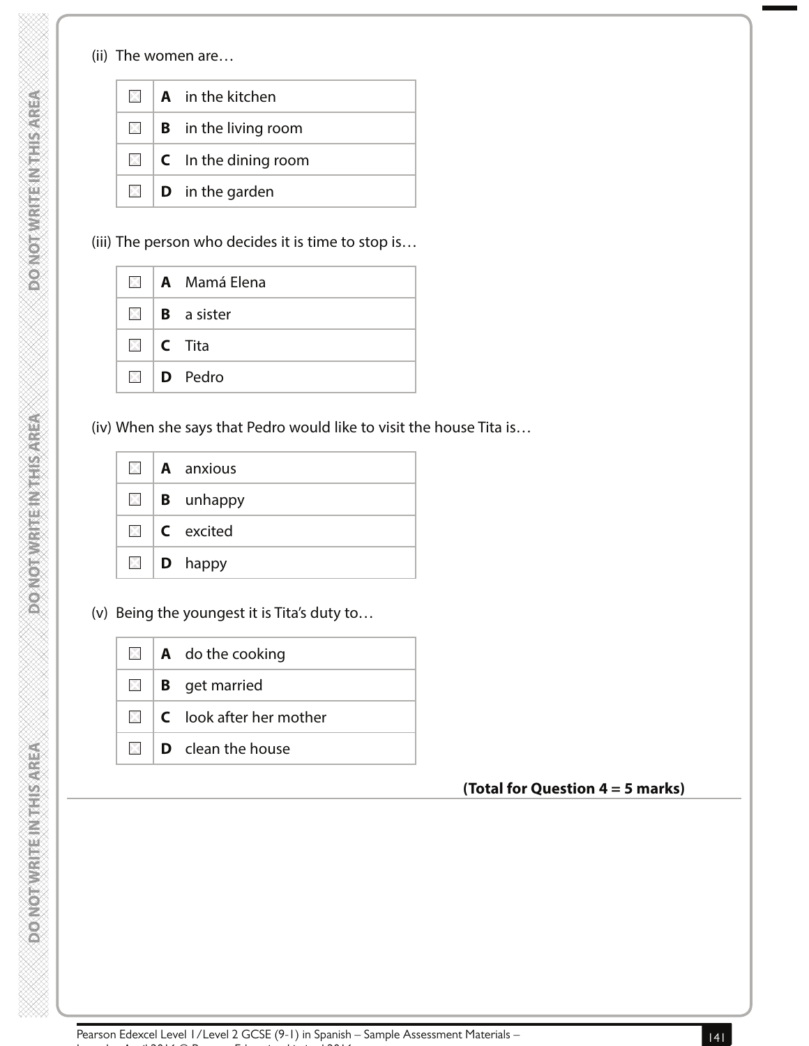(ii) The women are…

| | | |
|---|---|---|
| ☐ | **A** | in the kitchen |
| ☐ | **B** | in the living room |
| ☐ | **C** | In the dining room |
| ☐ | **D** | in the garden |

(iii) The person who decides it is time to stop is…

| | | |
|---|---|---|
| ☐ | **A** | Mamá Elena |
| ☐ | **B** | a sister |
| ☐ | **C** | Tita |
| ☐ | **D** | Pedro |

(iv) When she says that Pedro would like to visit the house Tita is…

| | | |
|---|---|---|
| ☐ | **A** | anxious |
| ☐ | **B** | unhappy |
| ☐ | **C** | excited |
| ☐ | **D** | happy |

(v) Being the youngest it is Tita's duty to…

| | | |
|---|---|---|
| ☐ | **A** | do the cooking |
| ☐ | **B** | get married |
| ☐ | **C** | look after her mother |
| ☐ | **D** | clean the house |

**(Total for Question 4 = 5 marks)**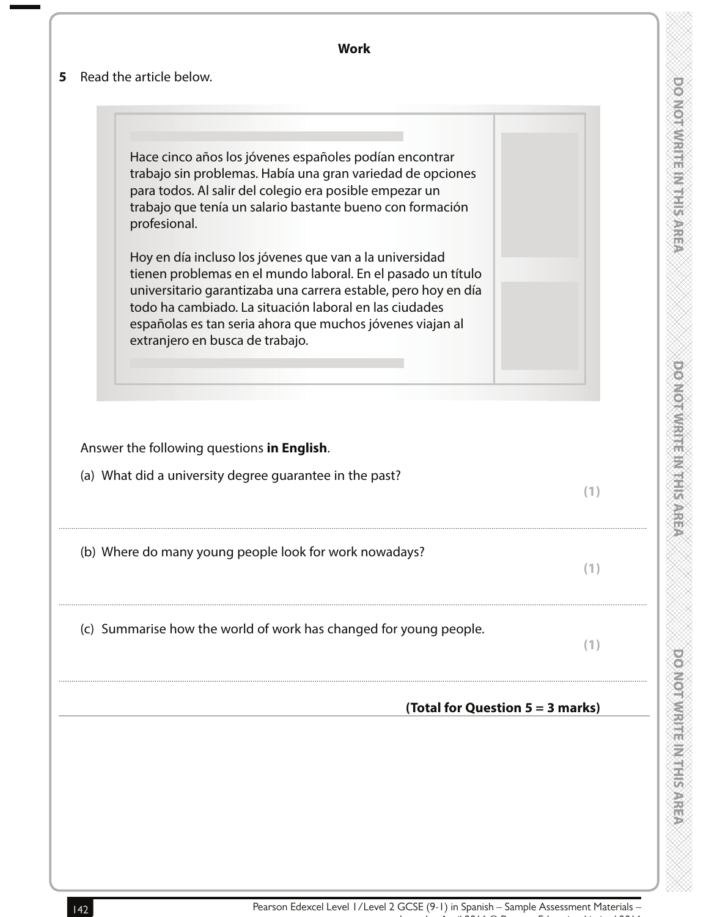## Work

**5** Read the article below.

Hace cinco años los jóvenes españoles podían encontrar trabajo sin problemas. Había una gran variedad de opciones para todos. Al salir del colegio era posible empezar un trabajo que tenía un salario bastante bueno con formación profesional.

Hoy en día incluso los jóvenes que van a la universidad tienen problemas en el mundo laboral. En el pasado un título universitario garantizaba una carrera estable, pero hoy en día todo ha cambiado. La situación laboral en las ciudades españolas es tan seria ahora que muchos jóvenes viajan al extranjero en busca de trabajo.

Answer the following questions **in English**.

(a) What did a university degree guarantee in the past? **(1)**

.......................................................................................................................................

(b) Where do many young people look for work nowadays? **(1)**

.......................................................................................................................................

(c) Summarise how the world of work has changed for young people. **(1)**

.......................................................................................................................................

**(Total for Question 5 = 3 marks)**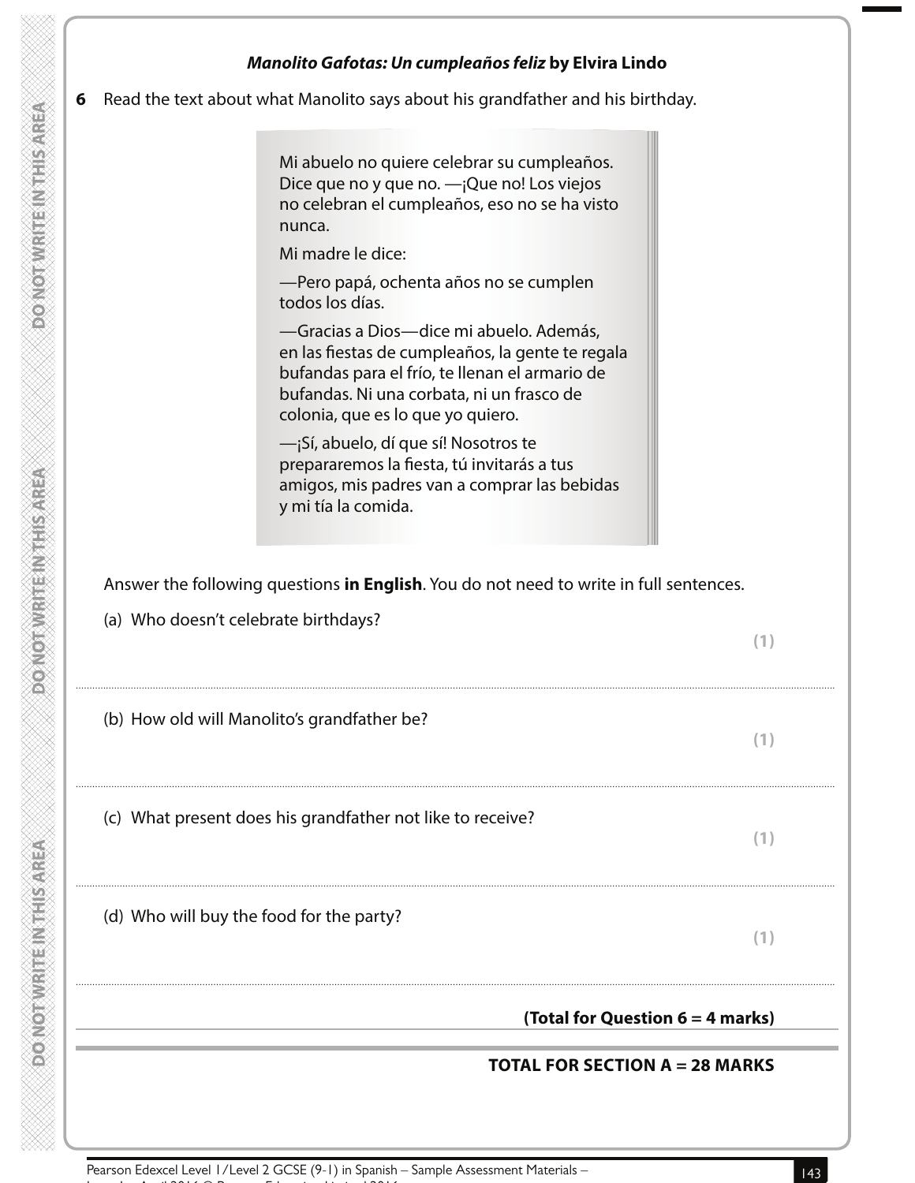### ***Manolito Gafotas: Un cumpleaños feliz* by Elvira Lindo**

**6** Read the text about what Manolito says about his grandfather and his birthday.

> Mi abuelo no quiere celebrar su cumpleaños. Dice que no y que no. —¡Que no! Los viejos no celebran el cumpleaños, eso no se ha visto nunca.
>
> Mi madre le dice:
>
> —Pero papá, ochenta años no se cumplen todos los días.
>
> —Gracias a Dios—dice mi abuelo. Además, en las fiestas de cumpleaños, la gente te regala bufandas para el frío, te llenan el armario de bufandas. Ni una corbata, ni un frasco de colonia, que es lo que yo quiero.
>
> —¡Sí, abuelo, dí que sí! Nosotros te prepararemos la fiesta, tú invitarás a tus amigos, mis padres van a comprar las bebidas y mi tía la comida.

Answer the following questions **in English**. You do not need to write in full sentences.

(a) Who doesn't celebrate birthdays? **(1)**

..............................................................................................................................................

(b) How old will Manolito's grandfather be? **(1)**

..............................................................................................................................................

(c) What present does his grandfather not like to receive? **(1)**

..............................................................................................................................................

(d) Who will buy the food for the party? **(1)**

..............................................................................................................................................

**(Total for Question 6 = 4 marks)**

**TOTAL FOR SECTION A = 28 MARKS**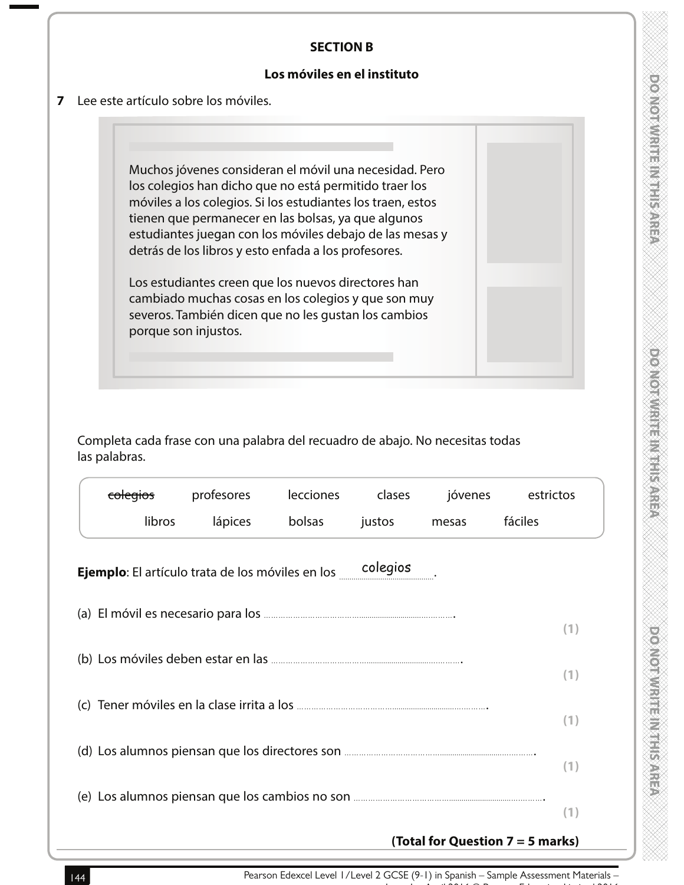## SECTION B

### Los móviles en el instituto

**7** Lee este artículo sobre los móviles.

> Muchos jóvenes consideran el móvil una necesidad. Pero los colegios han dicho que no está permitido traer los móviles a los colegios. Si los estudiantes los traen, estos tienen que permanecer en las bolsas, ya que algunos estudiantes juegan con los móviles debajo de las mesas y detrás de los libros y esto enfada a los profesores.
>
> Los estudiantes creen que los nuevos directores han cambiado muchas cosas en los colegios y que son muy severos. También dicen que no les gustan los cambios porque son injustos.

Completa cada frase con una palabra del recuadro de abajo. No necesitas todas las palabras.

| ~~colegios~~ | profesores | lecciones | clases | jóvenes | estrictos |
|---|---|---|---|---|---|
| libros | lápices | bolsas | justos | mesas | fáciles |

**Ejemplo**: El artículo trata de los móviles en los ...colegios... .

(a) El móvil es necesario para los ........................................ . **(1)**

(b) Los móviles deben estar en las ........................................ . **(1)**

(c) Tener móviles en la clase irrita a los ........................................ . **(1)**

(d) Los alumnos piensan que los directores son ........................................ . **(1)**

(e) Los alumnos piensan que los cambios no son ........................................ . **(1)**

**(Total for Question 7 = 5 marks)**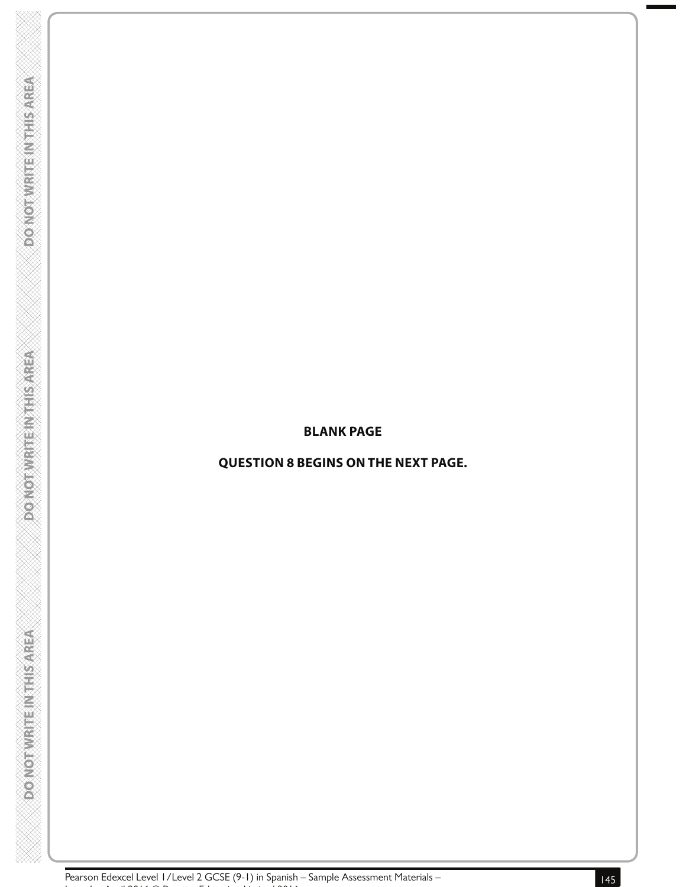**BLANK PAGE**

**QUESTION 8 BEGINS ON THE NEXT PAGE.**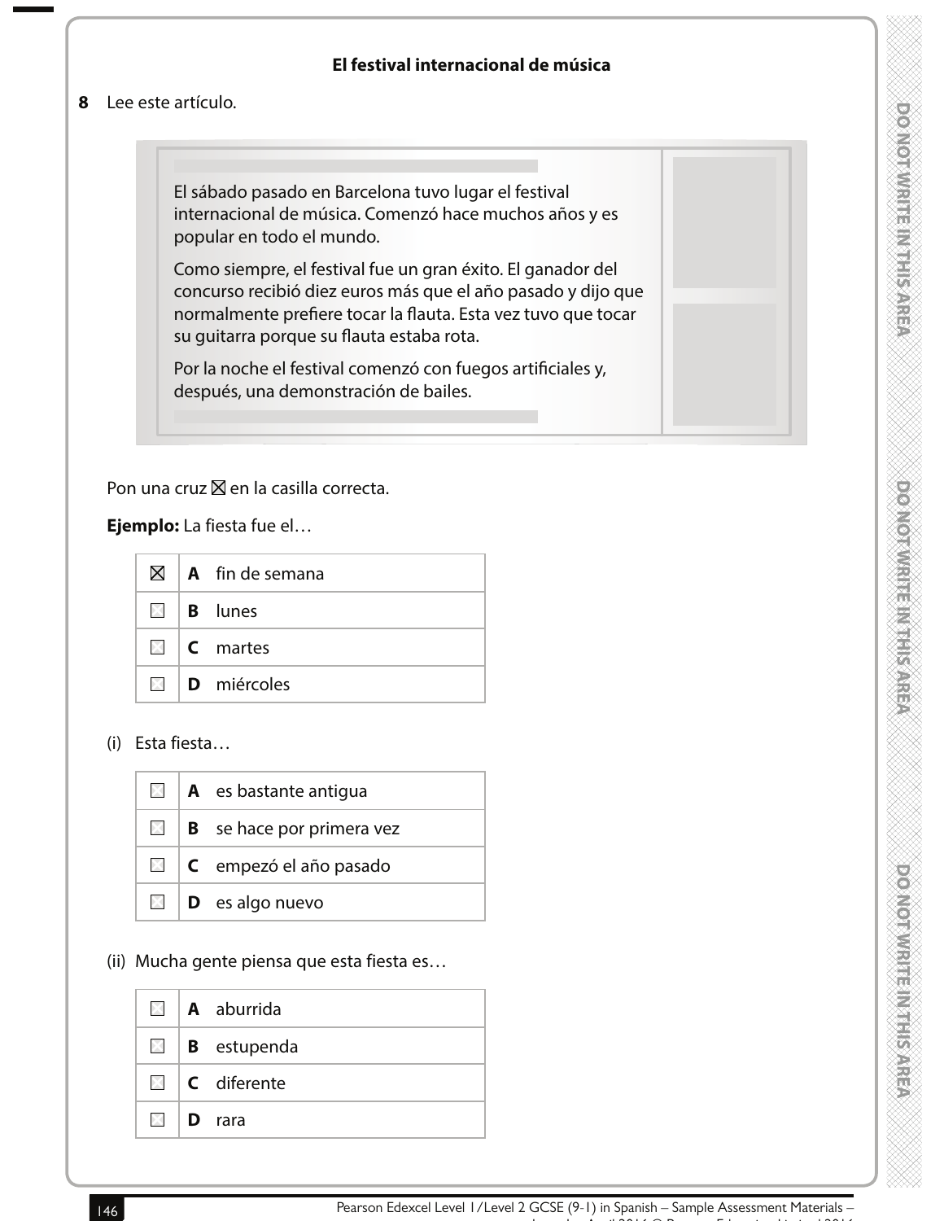## El festival internacional de música

**8** Lee este artículo.

> El sábado pasado en Barcelona tuvo lugar el festival internacional de música. Comenzó hace muchos años y es popular en todo el mundo.
>
> Como siempre, el festival fue un gran éxito. El ganador del concurso recibió diez euros más que el año pasado y dijo que normalmente prefiere tocar la flauta. Esta vez tuvo que tocar su guitarra porque su flauta estaba rota.
>
> Por la noche el festival comenzó con fuegos artificiales y, después, una demonstración de bailes.

Pon una cruz ☒ en la casilla correcta.

**Ejemplo:** La fiesta fue el…

| | | |
|---|---|---|
| ☒ | **A** | fin de semana |
| ☐ | **B** | lunes |
| ☐ | **C** | martes |
| ☐ | **D** | miércoles |

(i) Esta fiesta…

| | | |
|---|---|---|
| ☐ | **A** | es bastante antigua |
| ☐ | **B** | se hace por primera vez |
| ☐ | **C** | empezó el año pasado |
| ☐ | **D** | es algo nuevo |

(ii) Mucha gente piensa que esta fiesta es…

| | | |
|---|---|---|
| ☐ | **A** | aburrida |
| ☐ | **B** | estupenda |
| ☐ | **C** | diferente |
| ☐ | **D** | rara |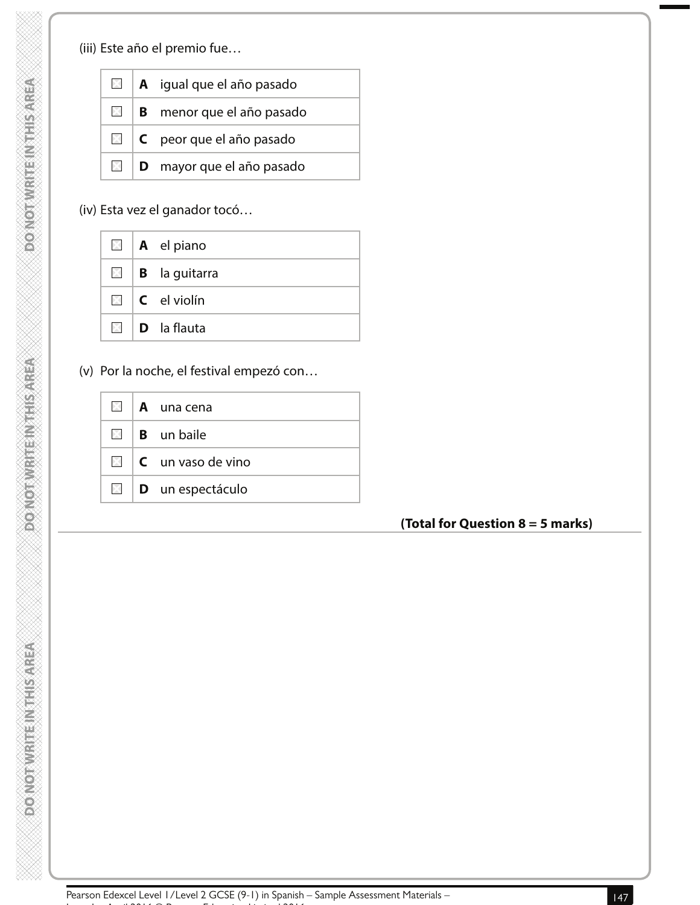(iii) Este año el premio fue…

| | | |
|---|---|---|
| ☐ | **A** | igual que el año pasado |
| ☐ | **B** | menor que el año pasado |
| ☐ | **C** | peor que el año pasado |
| ☐ | **D** | mayor que el año pasado |

(iv) Esta vez el ganador tocó…

| | | |
|---|---|---|
| ☐ | **A** | el piano |
| ☐ | **B** | la guitarra |
| ☐ | **C** | el violín |
| ☐ | **D** | la flauta |

(v) Por la noche, el festival empezó con…

| | | |
|---|---|---|
| ☐ | **A** | una cena |
| ☐ | **B** | un baile |
| ☐ | **C** | un vaso de vino |
| ☐ | **D** | un espectáculo |

**(Total for Question 8 = 5 marks)**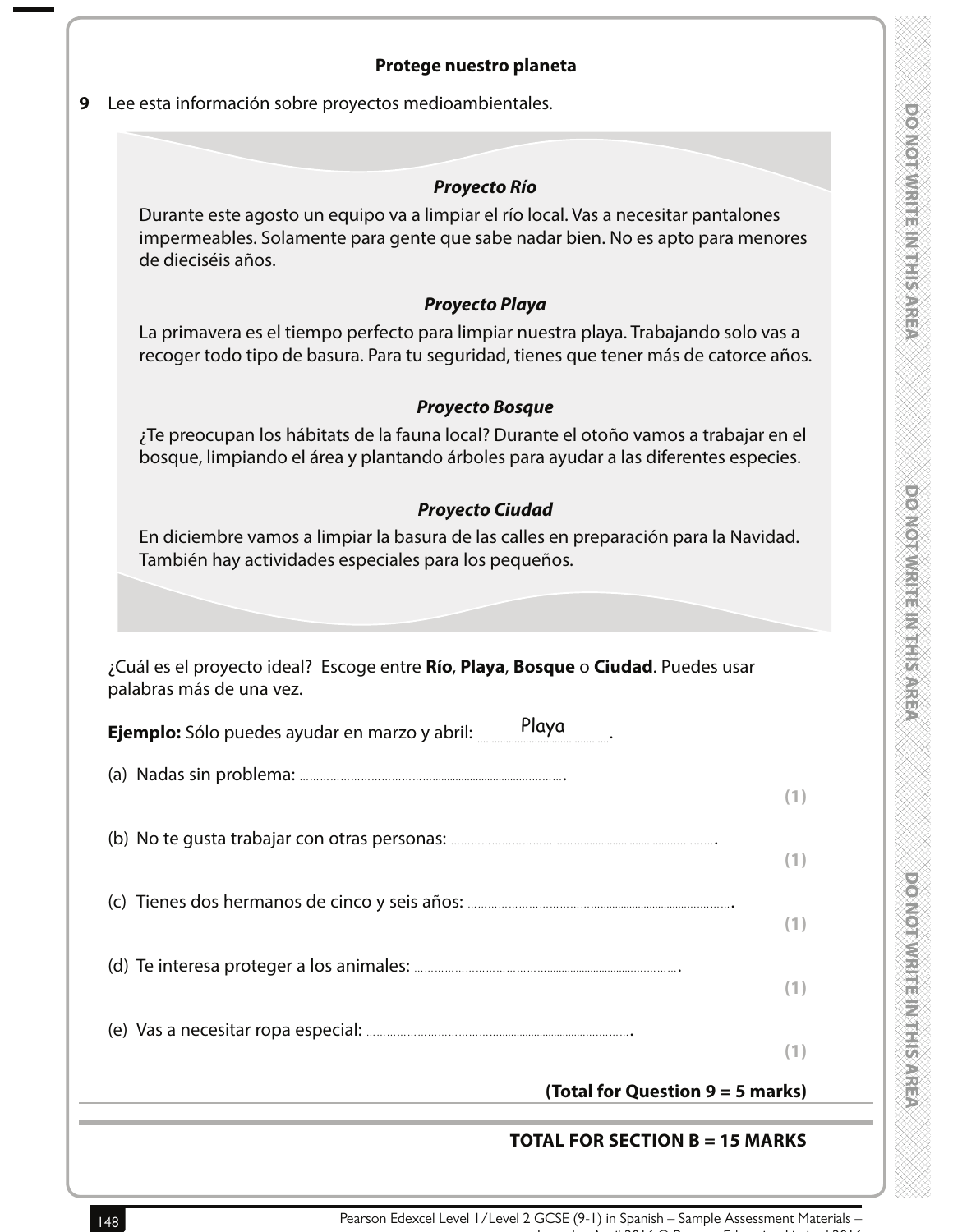### Protege nuestro planeta

**9** Lee esta información sobre proyectos medioambientales.

***Proyecto Río***

Durante este agosto un equipo va a limpiar el río local. Vas a necesitar pantalones impermeables. Solamente para gente que sabe nadar bien. No es apto para menores de dieciséis años.

***Proyecto Playa***

La primavera es el tiempo perfecto para limpiar nuestra playa. Trabajando solo vas a recoger todo tipo de basura. Para tu seguridad, tienes que tener más de catorce años.

***Proyecto Bosque***

¿Te preocupan los hábitats de la fauna local? Durante el otoño vamos a trabajar en el bosque, limpiando el área y plantando árboles para ayudar a las diferentes especies.

***Proyecto Ciudad***

En diciembre vamos a limpiar la basura de las calles en preparación para la Navidad. También hay actividades especiales para los pequeños.

¿Cuál es el proyecto ideal? Escoge entre **Río**, **Playa**, **Bosque** o **Ciudad**. Puedes usar palabras más de una vez.

**Ejemplo:** Sólo puedes ayudar en marzo y abril: Playa.

(a) Nadas sin problema: .................................................. **(1)**

(b) No te gusta trabajar con otras personas: .................................................. **(1)**

(c) Tienes dos hermanos de cinco y seis años: .................................................. **(1)**

(d) Te interesa proteger a los animales: .................................................. **(1)**

(e) Vas a necesitar ropa especial: .................................................. **(1)**

**(Total for Question 9 = 5 marks)**

**TOTAL FOR SECTION B = 15 MARKS**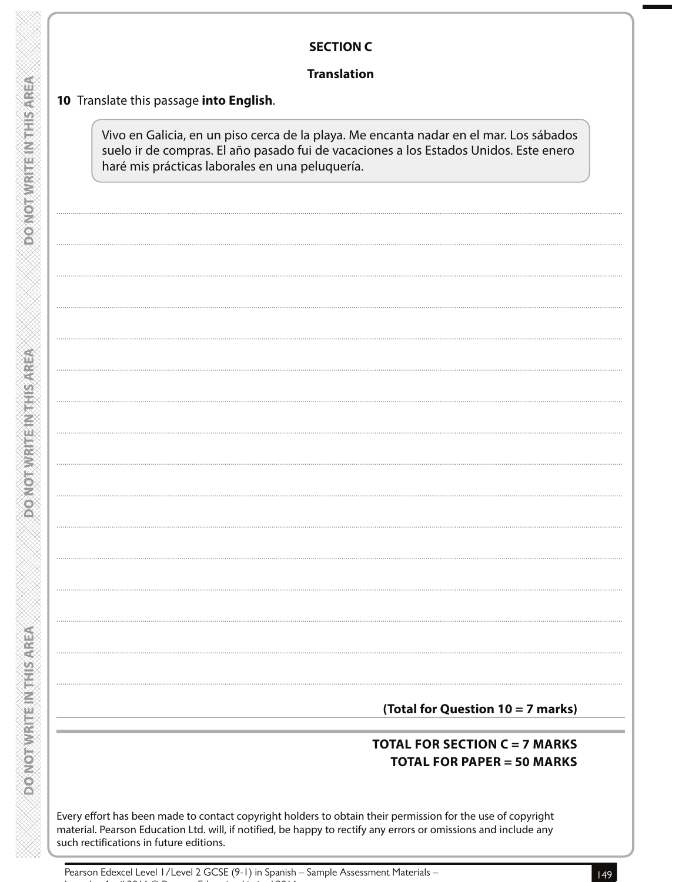## SECTION C

### Translation

**10** Translate this passage **into English**.

> Vivo en Galicia, en un piso cerca de la playa. Me encanta nadar en el mar. Los sábados suelo ir de compras. El año pasado fui de vacaciones a los Estados Unidos. Este enero haré mis prácticas laborales en una peluquería.

**(Total for Question 10 = 7 marks)**

**TOTAL FOR SECTION C = 7 MARKS**
**TOTAL FOR PAPER = 50 MARKS**

Every effort has been made to contact copyright holders to obtain their permission for the use of copyright material. Pearson Education Ltd. will, if notified, be happy to rectify any errors or omissions and include any such rectifications in future editions.